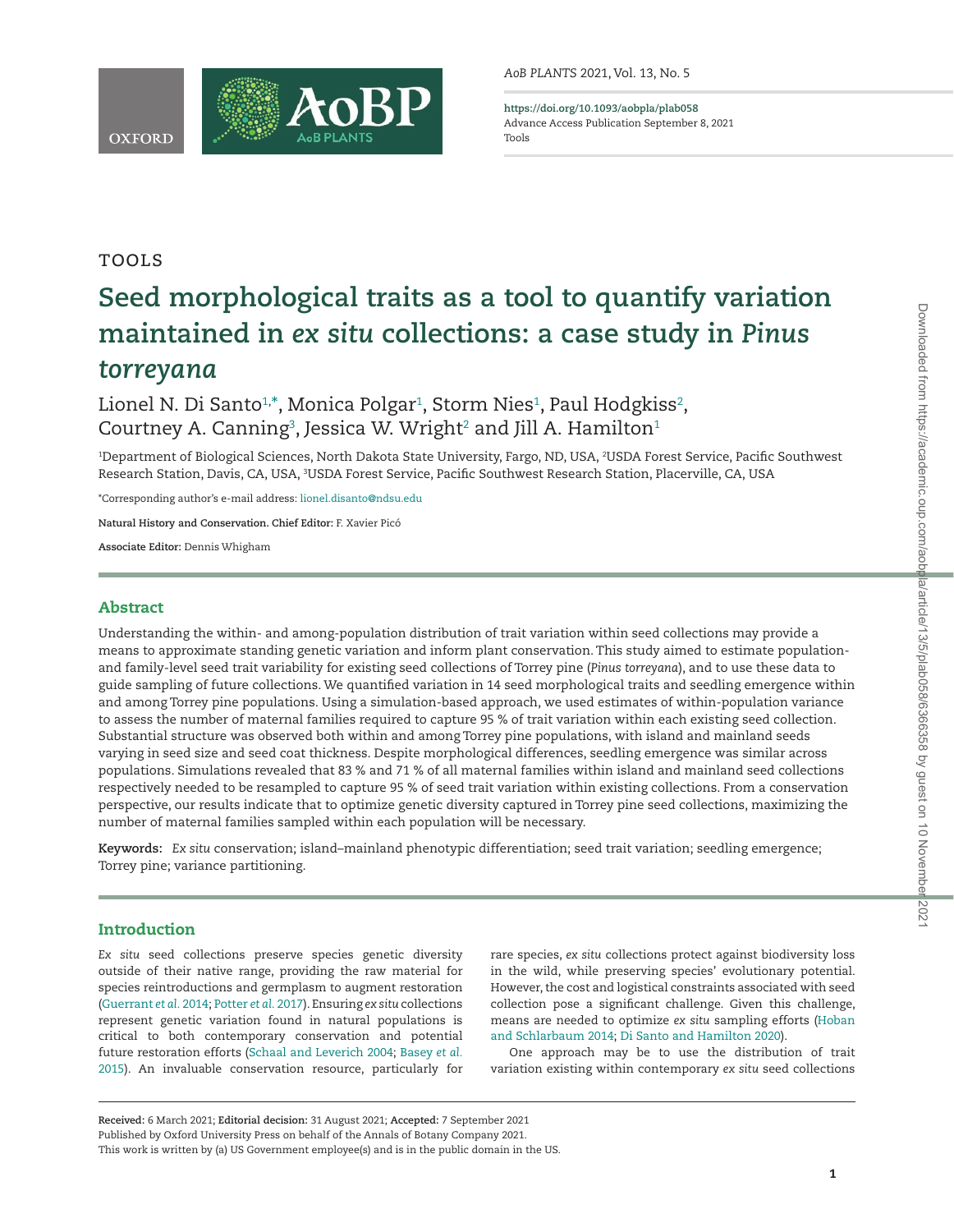TOOLS

# Seed morphological traits as a tool to quantify variation maintained in *ex situ* collections: a case study in *Pinus torreyana*

Lionel N. Di Santo[1,*], Monica Polgar[1], Storm Nies[1], Paul Hodgkiss[2], Courtney A. Canning[3], Jessica W. Wright[2] and Jill A. Hamilton[1]

[1]Department of Biological Sciences, North Dakota State University, Fargo, ND, USA, [2]USDA Forest Service, Pacific Southwest Research Station, Davis, CA, USA, [3]USDA Forest Service, Pacific Southwest Research Station, Placerville, CA, USA

*Corresponding author's e-mail address: lionel.disanto@ndsu.edu

**Natural History and Conservation. Chief Editor:** F. Xavier Picó

**Associate Editor:** Dennis Whigham

## Abstract

Understanding the within- and among-population distribution of trait variation within seed collections may provide a means to approximate standing genetic variation and inform plant conservation. This study aimed to estimate population- and family-level seed trait variability for existing seed collections of Torrey pine (*Pinus torreyana*), and to use these data to guide sampling of future collections. We quantified variation in 14 seed morphological traits and seedling emergence within and among Torrey pine populations. Using a simulation-based approach, we used estimates of within-population variance to assess the number of maternal families required to capture 95 % of trait variation within each existing seed collection. Substantial structure was observed both within and among Torrey pine populations, with island and mainland seeds varying in seed size and seed coat thickness. Despite morphological differences, seedling emergence was similar across populations. Simulations revealed that 83 % and 71 % of all maternal families within island and mainland seed collections respectively needed to be resampled to capture 95 % of seed trait variation within existing collections. From a conservation perspective, our results indicate that to optimize genetic diversity captured in Torrey pine seed collections, maximizing the number of maternal families sampled within each population will be necessary.

**Keywords:** *Ex situ* conservation; island–mainland phenotypic differentiation; seed trait variation; seedling emergence; Torrey pine; variance partitioning.

## Introduction

*Ex situ* seed collections preserve species genetic diversity outside of their native range, providing the raw material for species reintroductions and germplasm to augment restoration (Guerrant *et al.* 2014; Potter *et al.* 2017). Ensuring *ex situ* collections represent genetic variation found in natural populations is critical to both contemporary conservation and potential future restoration efforts (Schaal and Leverich 2004; Basey *et al.* 2015). An invaluable conservation resource, particularly for rare species, *ex situ* collections protect against biodiversity loss in the wild, while preserving species' evolutionary potential. However, the cost and logistical constraints associated with seed collection pose a significant challenge. Given this challenge, means are needed to optimize *ex situ* sampling efforts (Hoban and Schlarbaum 2014; Di Santo and Hamilton 2020).

One approach may be to use the distribution of trait variation existing within contemporary *ex situ* seed collections

**Received:** 6 March 2021; **Editorial decision:** 31 August 2021; **Accepted:** 7 September 2021

Published by Oxford University Press on behalf of the Annals of Botany Company 2021.

This work is written by (a) US Government employee(s) and is in the public domain in the US.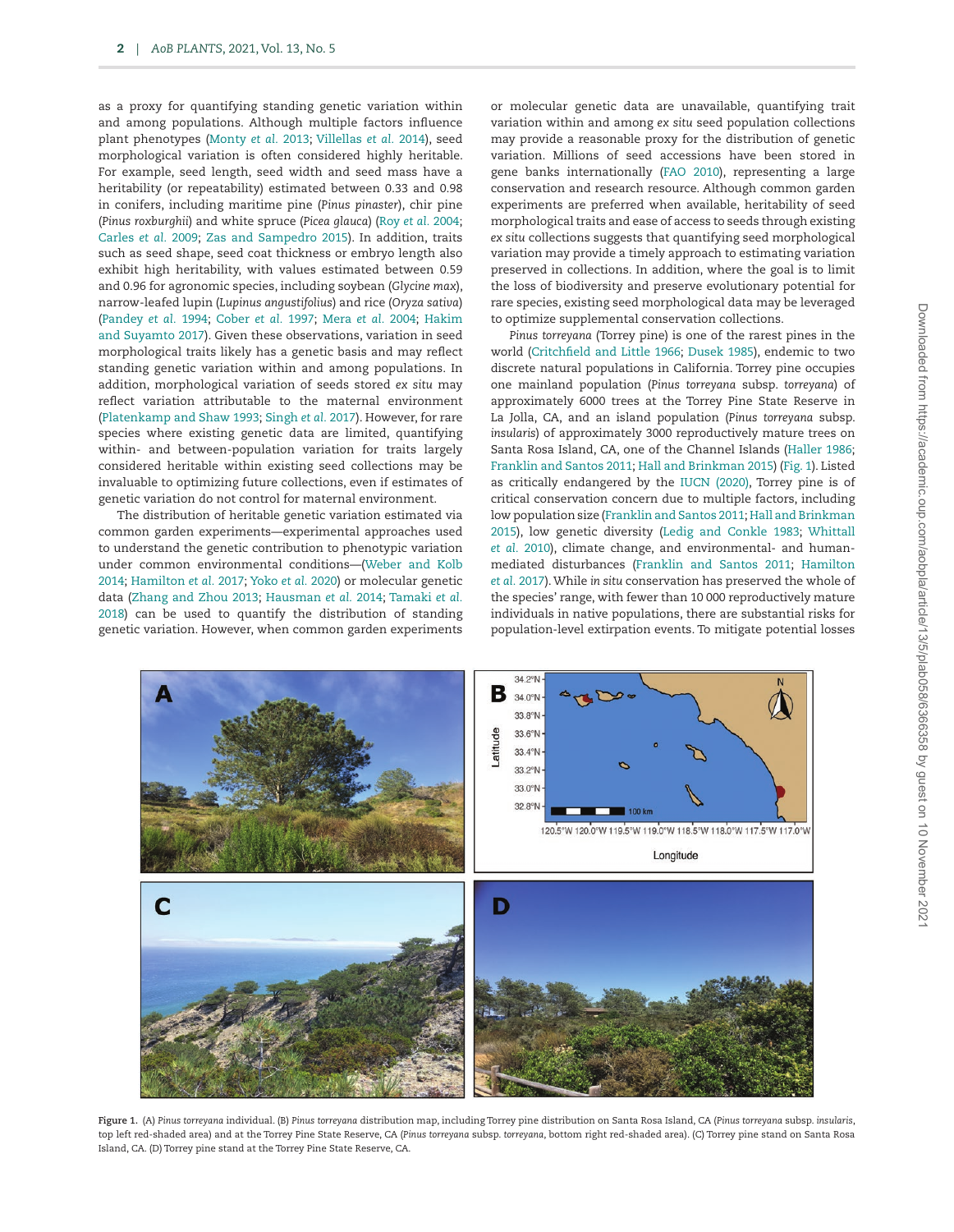as a proxy for quantifying standing genetic variation within and among populations. Although multiple factors influence plant phenotypes (Monty *et al.* 2013; Villellas *et al.* 2014), seed morphological variation is often considered highly heritable. For example, seed length, seed width and seed mass have a heritability (or repeatability) estimated between 0.33 and 0.98 in conifers, including maritime pine (*Pinus pinaster*), chir pine (*Pinus roxburghii*) and white spruce (*Picea glauca*) (Roy *et al.* 2004; Carles *et al.* 2009; Zas and Sampedro 2015). In addition, traits such as seed shape, seed coat thickness or embryo length also exhibit high heritability, with values estimated between 0.59 and 0.96 for agronomic species, including soybean (*Glycine max*), narrow-leafed lupin (*Lupinus angustifolius*) and rice (*Oryza sativa*) (Pandey *et al.* 1994; Cober *et al.* 1997; Mera *et al.* 2004; Hakim and Suyamto 2017). Given these observations, variation in seed morphological traits likely has a genetic basis and may reflect standing genetic variation within and among populations. In addition, morphological variation of seeds stored *ex situ* may reflect variation attributable to the maternal environment (Platenkamp and Shaw 1993; Singh *et al.* 2017). However, for rare species where existing genetic data are limited, quantifying within- and between-population variation for traits largely considered heritable within existing seed collections may be invaluable to optimizing future collections, even if estimates of genetic variation do not control for maternal environment.

The distribution of heritable genetic variation estimated via common garden experiments—experimental approaches used to understand the genetic contribution to phenotypic variation under common environmental conditions—(Weber and Kolb 2014; Hamilton *et al.* 2017; Yoko *et al.* 2020) or molecular genetic data (Zhang and Zhou 2013; Hausman *et al.* 2014; Tamaki *et al.* 2018) can be used to quantify the distribution of standing genetic variation. However, when common garden experiments or molecular genetic data are unavailable, quantifying trait variation within and among *ex situ* seed population collections may provide a reasonable proxy for the distribution of genetic variation. Millions of seed accessions have been stored in gene banks internationally (FAO 2010), representing a large conservation and research resource. Although common garden experiments are preferred when available, heritability of seed morphological traits and ease of access to seeds through existing *ex situ* collections suggests that quantifying seed morphological variation may provide a timely approach to estimating variation preserved in collections. In addition, where the goal is to limit the loss of biodiversity and preserve evolutionary potential for rare species, existing seed morphological data may be leveraged to optimize supplemental conservation collections.

*Pinus torreyana* (Torrey pine) is one of the rarest pines in the world (Critchfield and Little 1966; Dusek 1985), endemic to two discrete natural populations in California. Torrey pine occupies one mainland population (*Pinus torreyana* subsp. *torreyana*) of approximately 6000 trees at the Torrey Pine State Reserve in La Jolla, CA, and an island population (*Pinus torreyana* subsp. *insularis*) of approximately 3000 reproductively mature trees on Santa Rosa Island, CA, one of the Channel Islands (Haller 1986; Franklin and Santos 2011; Hall and Brinkman 2015) (Fig. 1). Listed as critically endangered by the IUCN (2020), Torrey pine is of critical conservation concern due to multiple factors, including low population size (Franklin and Santos 2011; Hall and Brinkman 2015), low genetic diversity (Ledig and Conkle 1983; Whittall *et al.* 2010), climate change, and environmental- and human-mediated disturbances (Franklin and Santos 2011; Hamilton *et al.* 2017). While *in situ* conservation has preserved the whole of the species' range, with fewer than 10 000 reproductively mature individuals in native populations, there are substantial risks for population-level extirpation events. To mitigate potential losses

**Figure 1.** (A) *Pinus torreyana* individual. (B) *Pinus torreyana* distribution map, including Torrey pine distribution on Santa Rosa Island, CA (*Pinus torreyana* subsp. *insularis*, top left red-shaded area) and at the Torrey Pine State Reserve, CA (*Pinus torreyana* subsp. *torreyana*, bottom right red-shaded area). (C) Torrey pine stand on Santa Rosa Island, CA. (D) Torrey pine stand at the Torrey Pine State Reserve, CA.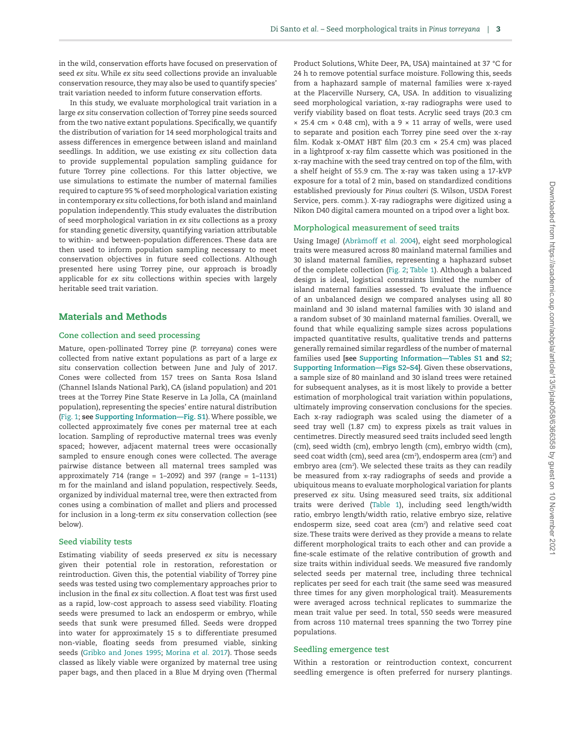in the wild, conservation efforts have focused on preservation of seed *ex situ*. While *ex situ* seed collections provide an invaluable conservation resource, they may also be used to quantify species' trait variation needed to inform future conservation efforts.

In this study, we evaluate morphological trait variation in a large *ex situ* conservation collection of Torrey pine seeds sourced from the two native extant populations. Specifically, we quantify the distribution of variation for 14 seed morphological traits and assess differences in emergence between island and mainland seedlings. In addition, we use existing *ex situ* collection data to provide supplemental population sampling guidance for future Torrey pine collections. For this latter objective, we use simulations to estimate the number of maternal families required to capture 95 % of seed morphological variation existing in contemporary *ex situ* collections, for both island and mainland population independently. This study evaluates the distribution of seed morphological variation in *ex situ* collections as a proxy for standing genetic diversity, quantifying variation attributable to within- and between-population differences. These data are then used to inform population sampling necessary to meet conservation objectives in future seed collections. Although presented here using Torrey pine, our approach is broadly applicable for *ex situ* collections within species with largely heritable seed trait variation.

## Materials and Methods

### Cone collection and seed processing

Mature, open-pollinated Torrey pine (*P. torreyana*) cones were collected from native extant populations as part of a large *ex situ* conservation collection between June and July of 2017. Cones were collected from 157 trees on Santa Rosa Island (Channel Islands National Park), CA (island population) and 201 trees at the Torrey Pine State Reserve in La Jolla, CA (mainland population), representing the species' entire natural distribution (Fig. 1; **see Supporting Information—Fig. S1**). Where possible, we collected approximately five cones per maternal tree at each location. Sampling of reproductive maternal trees was evenly spaced; however, adjacent maternal trees were occasionally sampled to ensure enough cones were collected. The average pairwise distance between all maternal trees sampled was approximately 714 (range = 1–2092) and 397 (range = 1–1131) m for the mainland and island population, respectively. Seeds, organized by individual maternal tree, were then extracted from cones using a combination of mallet and pliers and processed for inclusion in a long-term *ex situ* conservation collection (see below).

### Seed viability tests

Estimating viability of seeds preserved *ex situ* is necessary given their potential role in restoration, reforestation or reintroduction. Given this, the potential viability of Torrey pine seeds was tested using two complementary approaches prior to inclusion in the final *ex situ* collection. A float test was first used as a rapid, low-cost approach to assess seed viability. Floating seeds were presumed to lack an endosperm or embryo, while seeds that sunk were presumed filled. Seeds were dropped into water for approximately 15 s to differentiate presumed non-viable, floating seeds from presumed viable, sinking seeds (Gribko and Jones 1995; Morina *et al.* 2017). Those seeds classed as likely viable were organized by maternal tree using paper bags, and then placed in a Blue M drying oven (Thermal Product Solutions, White Deer, PA, USA) maintained at 37 °C for 24 h to remove potential surface moisture. Following this, seeds from a haphazard sample of maternal families were x-rayed at the Placerville Nursery, CA, USA. In addition to visualizing seed morphological variation, x-ray radiographs were used to verify viability based on float tests. Acrylic seed trays (20.3 cm × 25.4 cm × 0.48 cm), with a 9 × 11 array of wells, were used to separate and position each Torrey pine seed over the x-ray film. Kodak x-OMAT HBT film (20.3 cm × 25.4 cm) was placed in a lightproof x-ray film cassette which was positioned in the x-ray machine with the seed tray centred on top of the film, with a shelf height of 55.9 cm. The x-ray was taken using a 17-kVP exposure for a total of 2 min, based on standardized conditions established previously for *Pinus coulteri* (S. Wilson, USDA Forest Service, pers. comm.). X-ray radiographs were digitized using a Nikon D40 digital camera mounted on a tripod over a light box.

### Morphological measurement of seed traits

Using ImageJ (Abràmoff *et al.* 2004), eight seed morphological traits were measured across 80 mainland maternal families and 30 island maternal families, representing a haphazard subset of the complete collection (Fig. 2; Table 1). Although a balanced design is ideal, logistical constraints limited the number of island maternal families assessed. To evaluate the influence of an unbalanced design we compared analyses using all 80 mainland and 30 island maternal families with 30 island and a random subset of 30 mainland maternal families. Overall, we found that while equalizing sample sizes across populations impacted quantitative results, qualitative trends and patterns generally remained similar regardless of the number of maternal families used [**see Supporting Information—Tables S1 and S2; Supporting Information—Figs S2–S4**]. Given these observations, a sample size of 80 mainland and 30 island trees were retained for subsequent analyses, as it is most likely to provide a better estimation of morphological trait variation within populations, ultimately improving conservation conclusions for the species. Each x-ray radiograph was scaled using the diameter of a seed tray well (1.87 cm) to express pixels as trait values in centimetres. Directly measured seed traits included seed length (cm), seed width (cm), embryo length (cm), embryo width (cm), seed coat width (cm), seed area (cm$^2$), endosperm area (cm$^2$) and embryo area (cm$^2$). We selected these traits as they can readily be measured from x-ray radiographs of seeds and provide a ubiquitous means to evaluate morphological variation for plants preserved *ex situ*. Using measured seed traits, six additional traits were derived (Table 1), including seed length/width ratio, embryo length/width ratio, relative embryo size, relative endosperm size, seed coat area (cm$^2$) and relative seed coat size. These traits were derived as they provide a means to relate different morphological traits to each other and can provide a fine-scale estimate of the relative contribution of growth and size traits within individual seeds. We measured five randomly selected seeds per maternal tree, including three technical replicates per seed for each trait (the same seed was measured three times for any given morphological trait). Measurements were averaged across technical replicates to summarize the mean trait value per seed. In total, 550 seeds were measured from across 110 maternal trees spanning the two Torrey pine populations.

### Seedling emergence test

Within a restoration or reintroduction context, concurrent seedling emergence is often preferred for nursery plantings.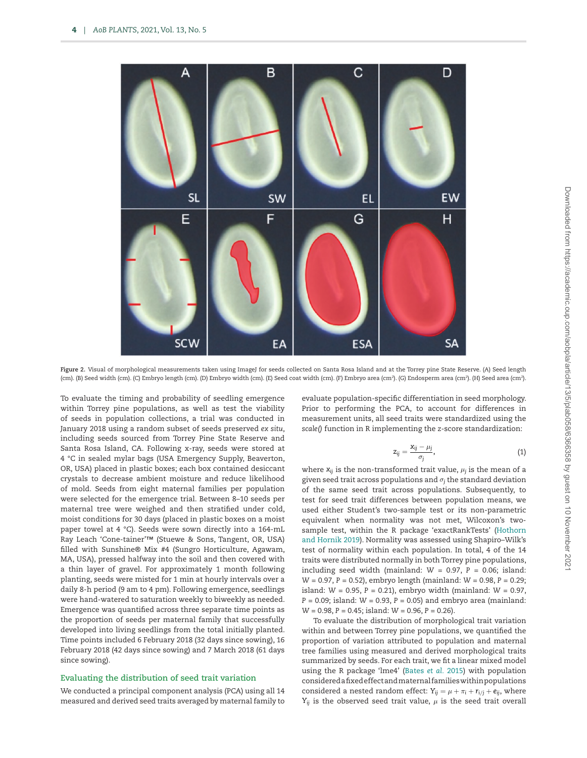Figure 2. Visual of morphological measurements taken using ImageJ for seeds collected on Santa Rosa Island and at the Torrey pine State Reserve. (A) Seed length (cm). (B) Seed width (cm). (C) Embryo length (cm). (D) Embryo width (cm). (E) Seed coat width (cm). (F) Embryo area (cm²). (G) Endosperm area (cm²). (H) Seed area (cm²).

To evaluate the timing and probability of seedling emergence within Torrey pine populations, as well as test the viability of seeds in population collections, a trial was conducted in January 2018 using a random subset of seeds preserved *ex situ*, including seeds sourced from Torrey Pine State Reserve and Santa Rosa Island, CA. Following x-ray, seeds were stored at 4 °C in sealed mylar bags (USA Emergency Supply, Beaverton, OR, USA) placed in plastic boxes; each box contained desiccant crystals to decrease ambient moisture and reduce likelihood of mold. Seeds from eight maternal families per population were selected for the emergence trial. Between 8–10 seeds per maternal tree were weighed and then stratified under cold, moist conditions for 30 days (placed in plastic boxes on a moist paper towel at 4 °C). Seeds were sown directly into a 164-mL Ray Leach 'Cone-tainer'™ (Stuewe & Sons, Tangent, OR, USA) filled with Sunshine® Mix #4 (Sungro Horticulture, Agawam, MA, USA), pressed halfway into the soil and then covered with a thin layer of gravel. For approximately 1 month following planting, seeds were misted for 1 min at hourly intervals over a daily 8-h period (9 am to 4 pm). Following emergence, seedlings were hand-watered to saturation weekly to biweekly as needed. Emergence was quantified across three separate time points as the proportion of seeds per maternal family that successfully developed into living seedlings from the total initially planted. Time points included 6 February 2018 (32 days since sowing), 16 February 2018 (42 days since sowing) and 7 March 2018 (61 days since sowing).

## Evaluating the distribution of seed trait variation

We conducted a principal component analysis (PCA) using all 14 measured and derived seed traits averaged by maternal family to evaluate population-specific differentiation in seed morphology. Prior to performing the PCA, to account for differences in measurement units, all seed traits were standardized using the *scale()* function in R implementing the z-score standardization:

$$z_{ij} = \frac{x_{ij} - \mu_j}{\sigma_j}, \tag{1}$$

where $x_{ij}$ is the non-transformed trait value, $\mu_j$ is the mean of a given seed trait across populations and $\sigma_j$ the standard deviation of the same seed trait across populations. Subsequently, to test for seed trait differences between population means, we used either Student's two-sample test or its non-parametric equivalent when normality was not met, Wilcoxon's two-sample test, within the R package 'exactRankTests' (Hothorn and Hornik 2019). Normality was assessed using Shapiro–Wilk's test of normality within each population. In total, 4 of the 14 traits were distributed normally in both Torrey pine populations, including seed width (mainland: $W = 0.97$, $P = 0.06$; island: $W = 0.97$, $P = 0.52$), embryo length (mainland: $W = 0.98$, $P = 0.29$; island: $W = 0.95$, $P = 0.21$), embryo width (mainland: $W = 0.97$, $P = 0.09$; island: $W = 0.93$, $P = 0.05$) and embryo area (mainland: $W = 0.98$, $P = 0.45$; island: $W = 0.96$, $P = 0.26$).

To evaluate the distribution of morphological trait variation within and between Torrey pine populations, we quantified the proportion of variation attributed to population and maternal tree families using measured and derived morphological traits summarized by seeds. For each trait, we fit a linear mixed model using the R package 'lme4' (Bates *et al.* 2015) with population considered a fixed effect and maternal families within populations considered a nested random effect: $Y_{ij} = \mu + \pi_i + r_{i/j} + e_{ij}$, where $Y_{ij}$ is the observed seed trait value, $\mu$ is the seed trait overall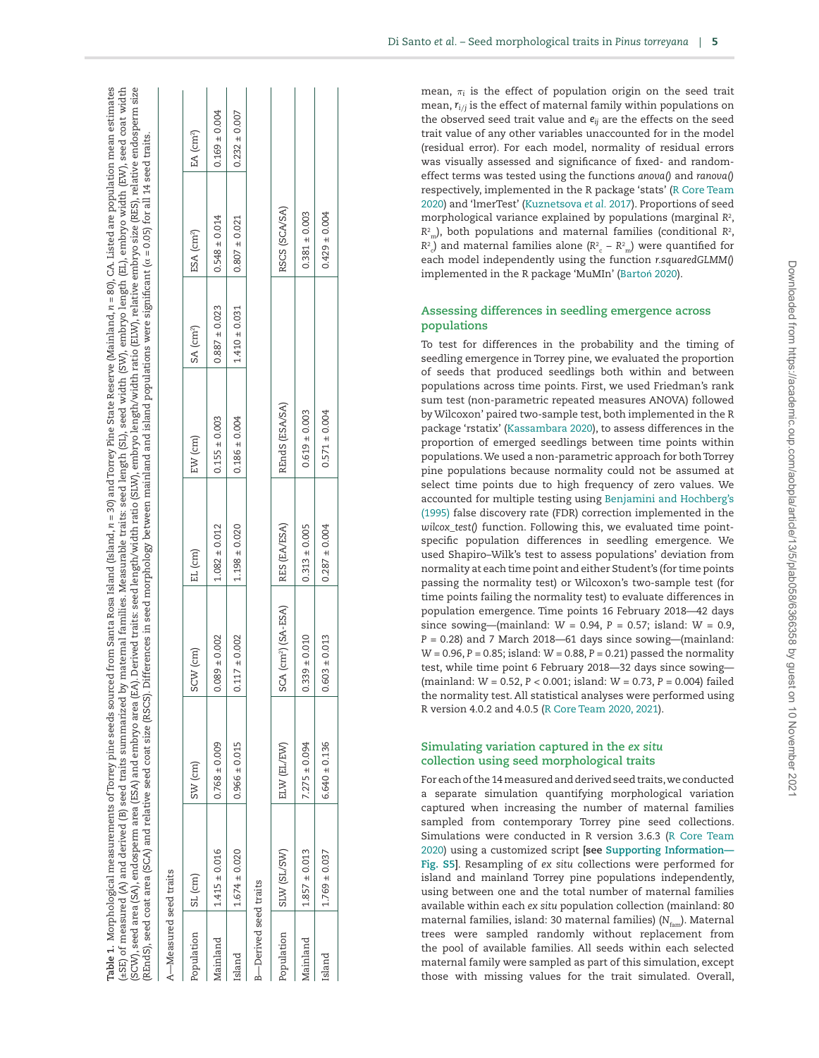**Table 1.** Morphological measurements of Torrey pine seeds sourced from Santa Rosa Island (Island, $n = 30$) and Torrey Pine State Reserve (Mainland, $n = 80$), CA. Listed are population mean estimates (±SE) of measured (A) and derived (B) seed traits summarized by maternal families. Measurable traits: seed length (SL), seed width (SW), embryo length (EL), embryo width (EW), seed coat width (SCW), seed area (SA), endosperm area (ESA) and embryo area (EA). Derived traits: seed length/width ratio (SLW), embryo length/width ratio (ELW), relative embryo size (RES), relative endosperm size (REndS), seed coat area (SCA) and relative seed coat size (RSCS). Differences in seed morphology between mainland and island populations were significant ($\alpha = 0.05$) for all 14 seed traits.

A—Measured seed traits

| Population | SL (cm) | SW (cm) | SCW (cm) | EL (cm) | EW (cm) | SA (cm²) | ESA (cm²) | EA (cm²) |
|---|---|---|---|---|---|---|---|---|
| Mainland | 1.415 ± 0.016 | 0.768 ± 0.009 | 0.089 ± 0.002 | 1.082 ± 0.012 | 0.155 ± 0.003 | 0.887 ± 0.023 | 0.548 ± 0.014 | 0.169 ± 0.004 |
| Island | 1.674 ± 0.020 | 0.966 ± 0.015 | 0.117 ± 0.002 | 1.198 ± 0.020 | 0.186 ± 0.004 | 1.410 ± 0.031 | 0.807 ± 0.021 | 0.232 ± 0.007 |

B—Derived seed traits

| Population | SLW (SL/SW) | ELW (EL/EW) | SCA (cm²) (SA-ESA) | RES (EA/ESA) | REndS (ESA/SA) | RSCS (SCA/SA) |
|---|---|---|---|---|---|---|
| Mainland | 1.857 ± 0.013 | 7.275 ± 0.094 | 0.339 ± 0.010 | 0.313 ± 0.005 | 0.619 ± 0.003 | 0.381 ± 0.003 |
| Island | 1.769 ± 0.037 | 6.640 ± 0.136 | 0.603 ± 0.013 | 0.287 ± 0.004 | 0.571 ± 0.004 | 0.429 ± 0.004 |

mean, $\pi_i$ is the effect of population origin on the seed trait mean, $r_{i/j}$ is the effect of maternal family within populations on the observed seed trait value and $e_{ij}$ are the effects on the seed trait value of any other variables unaccounted for in the model (residual error). For each model, normality of residual errors was visually assessed and significance of fixed- and random-effect terms was tested using the functions *anova()* and *ranova()* respectively, implemented in the R package 'stats' (R Core Team 2020) and 'lmerTest' (Kuznetsova *et al.* 2017). Proportions of seed morphological variance explained by populations (marginal $R^2$, $R^2_m$), both populations and maternal families (conditional $R^2$, $R^2_c$) and maternal families alone ($R^2_c - R^2_m$) were quantified for each model independently using the function *r.squaredGLMM()* implemented in the R package 'MuMIn' (Bartoń 2020).

## Assessing differences in seedling emergence across populations

To test for differences in the probability and the timing of seedling emergence in Torrey pine, we evaluated the proportion of seeds that produced seedlings both within and between populations across time points. First, we used Friedman's rank sum test (non-parametric repeated measures ANOVA) followed by Wilcoxon' paired two-sample test, both implemented in the R package 'rstatix' (Kassambara 2020), to assess differences in the proportion of emerged seedlings between time points within populations. We used a non-parametric approach for both Torrey pine populations because normality could not be assumed at select time points due to high frequency of zero values. We accounted for multiple testing using Benjamini and Hochberg's (1995) false discovery rate (FDR) correction implemented in the *wilcox_test()* function. Following this, we evaluated time point-specific population differences in seedling emergence. We used Shapiro–Wilk's test to assess populations' deviation from normality at each time point and either Student's (for time points passing the normality test) or Wilcoxon's two-sample test (for time points failing the normality test) to evaluate differences in population emergence. Time points 16 February 2018—42 days since sowing—(mainland: $W = 0.94$, $P = 0.57$; island: $W = 0.9$, $P = 0.28$) and 7 March 2018—61 days since sowing—(mainland: $W = 0.96$, $P = 0.85$; island: $W = 0.88$, $P = 0.21$) passed the normality test, while time point 6 February 2018—32 days since sowing—(mainland: $W = 0.52$, $P < 0.001$; island: $W = 0.73$, $P = 0.004$) failed the normality test. All statistical analyses were performed using R version 4.0.2 and 4.0.5 (R Core Team 2020, 2021).

## Simulating variation captured in the *ex situ* collection using seed morphological traits

For each of the 14 measured and derived seed traits, we conducted a separate simulation quantifying morphological variation captured when increasing the number of maternal families sampled from contemporary Torrey pine seed collections. Simulations were conducted in R version 3.6.3 (R Core Team 2020) using a customized script **[see Supporting Information—Fig. S5]**. Resampling of *ex situ* collections were performed for island and mainland Torrey pine populations independently, using between one and the total number of maternal families available within each *ex situ* population collection (mainland: 80 maternal families, island: 30 maternal families) ($N_{fam}$). Maternal trees were sampled randomly without replacement from the pool of available families. All seeds within each selected maternal family were sampled as part of this simulation, except those with missing values for the trait simulated. Overall,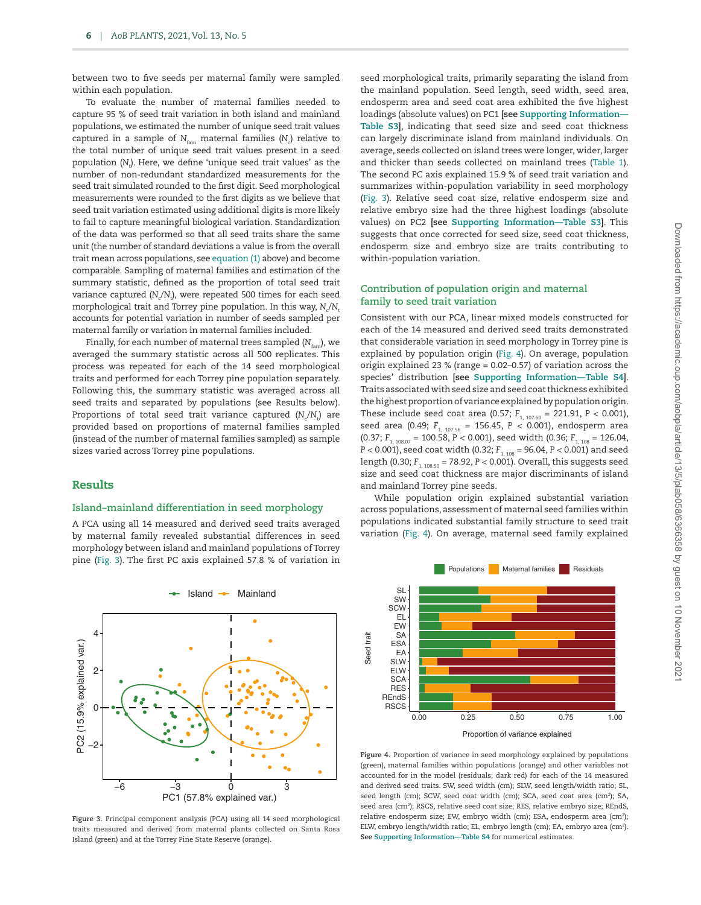between two to five seeds per maternal family were sampled within each population.

To evaluate the number of maternal families needed to capture 95 % of seed trait variation in both island and mainland populations, we estimated the number of unique seed trait values captured in a sample of $N_{fam}$ maternal families ($N_c$) relative to the total number of unique seed trait values present in a seed population ($N_t$). Here, we define 'unique seed trait values' as the number of non-redundant standardized measurements for the seed trait simulated rounded to the first digit. Seed morphological measurements were rounded to the first digits as we believe that seed trait variation estimated using additional digits is more likely to fail to capture meaningful biological variation. Standardization of the data was performed so that all seed traits share the same unit (the number of standard deviations a value is from the overall trait mean across populations, see equation (1) above) and become comparable. Sampling of maternal families and estimation of the summary statistic, defined as the proportion of total seed trait variance captured ($N_c/N_t$), were repeated 500 times for each seed morphological trait and Torrey pine population. In this way, $N_c/N_t$ accounts for potential variation in number of seeds sampled per maternal family or variation in maternal families included.

Finally, for each number of maternal trees sampled ($N_{fam}$), we averaged the summary statistic across all 500 replicates. This process was repeated for each of the 14 seed morphological traits and performed for each Torrey pine population separately. Following this, the summary statistic was averaged across all seed traits and separated by populations (see Results below). Proportions of total seed trait variance captured ($N_c/N_t$) are provided based on proportions of maternal families sampled (instead of the number of maternal families sampled) as sample sizes varied across Torrey pine populations.

## Results

### Island–mainland differentiation in seed morphology

A PCA using all 14 measured and derived seed traits averaged by maternal family revealed substantial differences in seed morphology between island and mainland populations of Torrey pine (Fig. 3). The first PC axis explained 57.8 % of variation in seed morphological traits, primarily separating the island from the mainland population. Seed length, seed width, seed area, endosperm area and seed coat area exhibited the five highest loadings (absolute values) on PC1 **[see Supporting Information—Table S3]**, indicating that seed size and seed coat thickness can largely discriminate island from mainland individuals. On average, seeds collected on island trees were longer, wider, larger and thicker than seeds collected on mainland trees (Table 1). The second PC axis explained 15.9 % of seed trait variation and summarizes within-population variability in seed morphology (Fig. 3). Relative seed coat size, relative endosperm size and relative embryo size had the three highest loadings (absolute values) on PC2 **[see Supporting Information—Table S3]**. This suggests that once corrected for seed size, seed coat thickness, endosperm size and embryo size are traits contributing to within-population variation.

**Figure 3.** Principal component analysis (PCA) using all 14 seed morphological traits measured and derived from maternal plants collected on Santa Rosa Island (green) and at the Torrey Pine State Reserve (orange).

### Contribution of population origin and maternal family to seed trait variation

Consistent with our PCA, linear mixed models constructed for each of the 14 measured and derived seed traits demonstrated that considerable variation in seed morphology in Torrey pine is explained by population origin (Fig. 4). On average, population origin explained 23 % (range = 0.02–0.57) of variation across the species' distribution **[see Supporting Information—Table S4]**. Traits associated with seed size and seed coat thickness exhibited the highest proportion of variance explained by population origin. These include seed coat area (0.57; $F_{1,\,107.60} = 221.91$, $P < 0.001$), seed area (0.49; $F_{1,\,107.56} = 156.45$, $P < 0.001$), endosperm area (0.37; $F_{1,\,108.07} = 100.58$, $P < 0.001$), seed width (0.36; $F_{1,\,108} = 126.04$, $P < 0.001$), seed coat width (0.32; $F_{1,\,108} = 96.04$, $P < 0.001$) and seed length (0.30; $F_{1,\,108.50} = 78.92$, $P < 0.001$). Overall, this suggests seed size and seed coat thickness are major discriminants of island and mainland Torrey pine seeds.

While population origin explained substantial variation across populations, assessment of maternal seed families within populations indicated substantial family structure to seed trait variation (Fig. 4). On average, maternal seed family explained

**Figure 4.** Proportion of variance in seed morphology explained by populations (green), maternal families within populations (orange) and other variables not accounted for in the model (residuals; dark red) for each of the 14 measured and derived seed traits. SW, seed width (cm); SLW, seed length/width ratio; SL, seed length (cm); SCW, seed coat width (cm); SCA, seed coat area (cm²); SA, seed area (cm²); RSCS, relative seed coat size; RES, relative embryo size; REndS, relative endosperm size; EW, embryo width (cm); ESA, endosperm area (cm²); ELW, embryo length/width ratio; EL, embryo length (cm); EA, embryo area (cm²). **See Supporting Information—Table S4** for numerical estimates.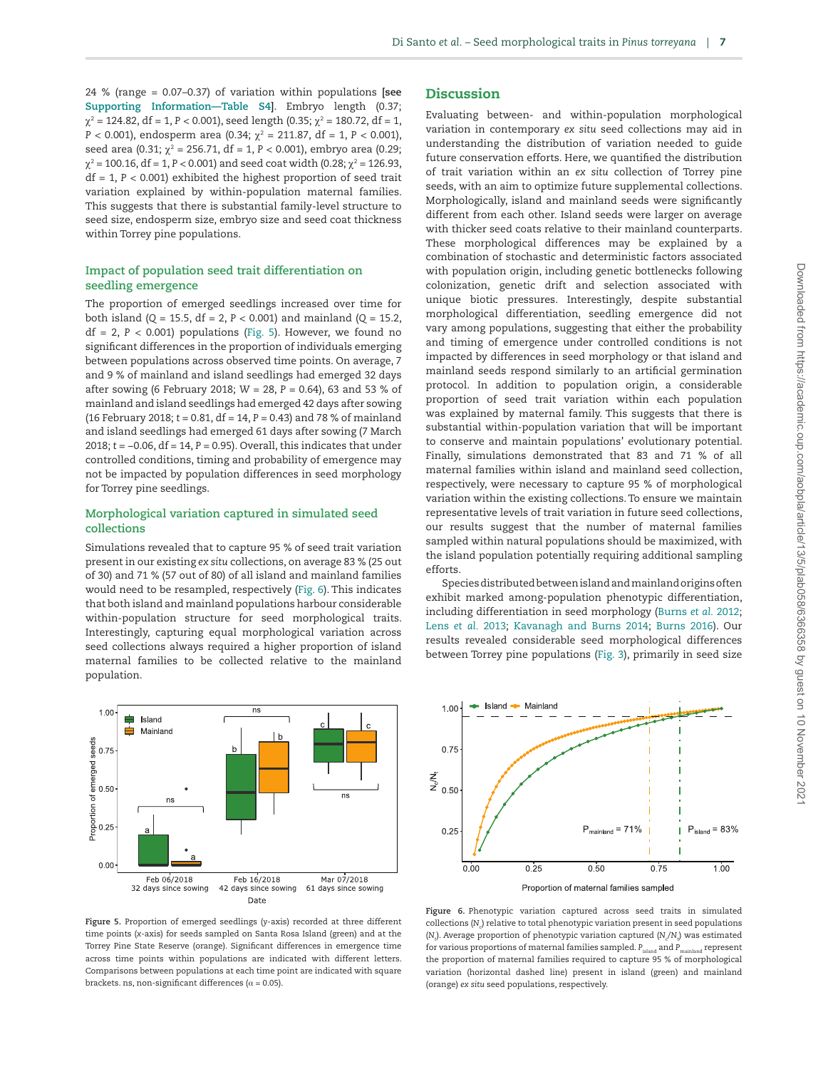24 % (range = 0.07–0.37) of variation within populations **[see Supporting Information—Table S4]**. Embryo length (0.37; $\chi^2 = 124.82$, df = 1, $P < 0.001$), seed length (0.35; $\chi^2 = 180.72$, df = 1, $P < 0.001$), endosperm area (0.34; $\chi^2 = 211.87$, df = 1, $P < 0.001$), seed area (0.31; $\chi^2 = 256.71$, df = 1, $P < 0.001$), embryo area (0.29; $\chi^2 = 100.16$, df = 1, $P < 0.001$) and seed coat width (0.28; $\chi^2 = 126.93$, df = 1, $P < 0.001$) exhibited the highest proportion of seed trait variation explained by within-population maternal families. This suggests that there is substantial family-level structure to seed size, endosperm size, embryo size and seed coat thickness within Torrey pine populations.

### Impact of population seed trait differentiation on seedling emergence

The proportion of emerged seedlings increased over time for both island ($Q = 15.5$, df = 2, $P < 0.001$) and mainland ($Q = 15.2$, df = 2, $P < 0.001$) populations (Fig. 5). However, we found no significant differences in the proportion of individuals emerging between populations across observed time points. On average, 7 and 9 % of mainland and island seedlings had emerged 32 days after sowing (6 February 2018; $W = 28$, $P = 0.64$), 63 and 53 % of mainland and island seedlings had emerged 42 days after sowing (16 February 2018; $t = 0.81$, df = 14, $P = 0.43$) and 78 % of mainland and island seedlings had emerged 61 days after sowing (7 March 2018; $t = -0.06$, df = 14, $P = 0.95$). Overall, this indicates that under controlled conditions, timing and probability of emergence may not be impacted by population differences in seed morphology for Torrey pine seedlings.

### Morphological variation captured in simulated seed collections

Simulations revealed that to capture 95 % of seed trait variation present in our existing *ex situ* collections, on average 83 % (25 out of 30) and 71 % (57 out of 80) of all island and mainland families would need to be resampled, respectively (Fig. 6). This indicates that both island and mainland populations harbour considerable within-population structure for seed morphological traits. Interestingly, capturing equal morphological variation across seed collections always required a higher proportion of island maternal families to be collected relative to the mainland population.

## Discussion

Evaluating between- and within-population morphological variation in contemporary *ex situ* seed collections may aid in understanding the distribution of variation needed to guide future conservation efforts. Here, we quantified the distribution of trait variation within an *ex situ* collection of Torrey pine seeds, with an aim to optimize future supplemental collections. Morphologically, island and mainland seeds were significantly different from each other. Island seeds were larger on average with thicker seed coats relative to their mainland counterparts. These morphological differences may be explained by a combination of stochastic and deterministic factors associated with population origin, including genetic bottlenecks following colonization, genetic drift and selection associated with unique biotic pressures. Interestingly, despite substantial morphological differentiation, seedling emergence did not vary among populations, suggesting that either the probability and timing of emergence under controlled conditions is not impacted by differences in seed morphology or that island and mainland seeds respond similarly to an artificial germination protocol. In addition to population origin, a considerable proportion of seed trait variation within each population was explained by maternal family. This suggests that there is substantial within-population variation that will be important to conserve and maintain populations' evolutionary potential. Finally, simulations demonstrated that 83 and 71 % of all maternal families within island and mainland seed collection, respectively, were necessary to capture 95 % of morphological variation within the existing collections. To ensure we maintain representative levels of trait variation in future seed collections, our results suggest that the number of maternal families sampled within natural populations should be maximized, with the island population potentially requiring additional sampling efforts.

Species distributed between island and mainland origins often exhibit marked among-population phenotypic differentiation, including differentiation in seed morphology (Burns *et al.* 2012; Lens *et al.* 2013; Kavanagh and Burns 2014; Burns 2016). Our results revealed considerable seed morphological differences between Torrey pine populations (Fig. 3), primarily in seed size

**Figure 5.** Proportion of emerged seedlings (*y*-axis) recorded at three different time points (*x*-axis) for seeds sampled on Santa Rosa Island (green) and at the Torrey Pine State Reserve (orange). Significant differences in emergence time across time points within populations are indicated with different letters. Comparisons between populations at each time point are indicated with square brackets. ns, non-significant differences ($\alpha = 0.05$).

**Figure 6.** Phenotypic variation captured across seed traits in simulated collections ($N_c$) relative to total phenotypic variation present in seed populations ($N_t$). Average proportion of phenotypic variation captured ($N_c/N_t$) was estimated for various proportions of maternal families sampled. $P_{island}$ and $P_{mainland}$ represent the proportion of maternal families required to capture 95 % of morphological variation (horizontal dashed line) present in island (green) and mainland (orange) *ex situ* seed populations, respectively.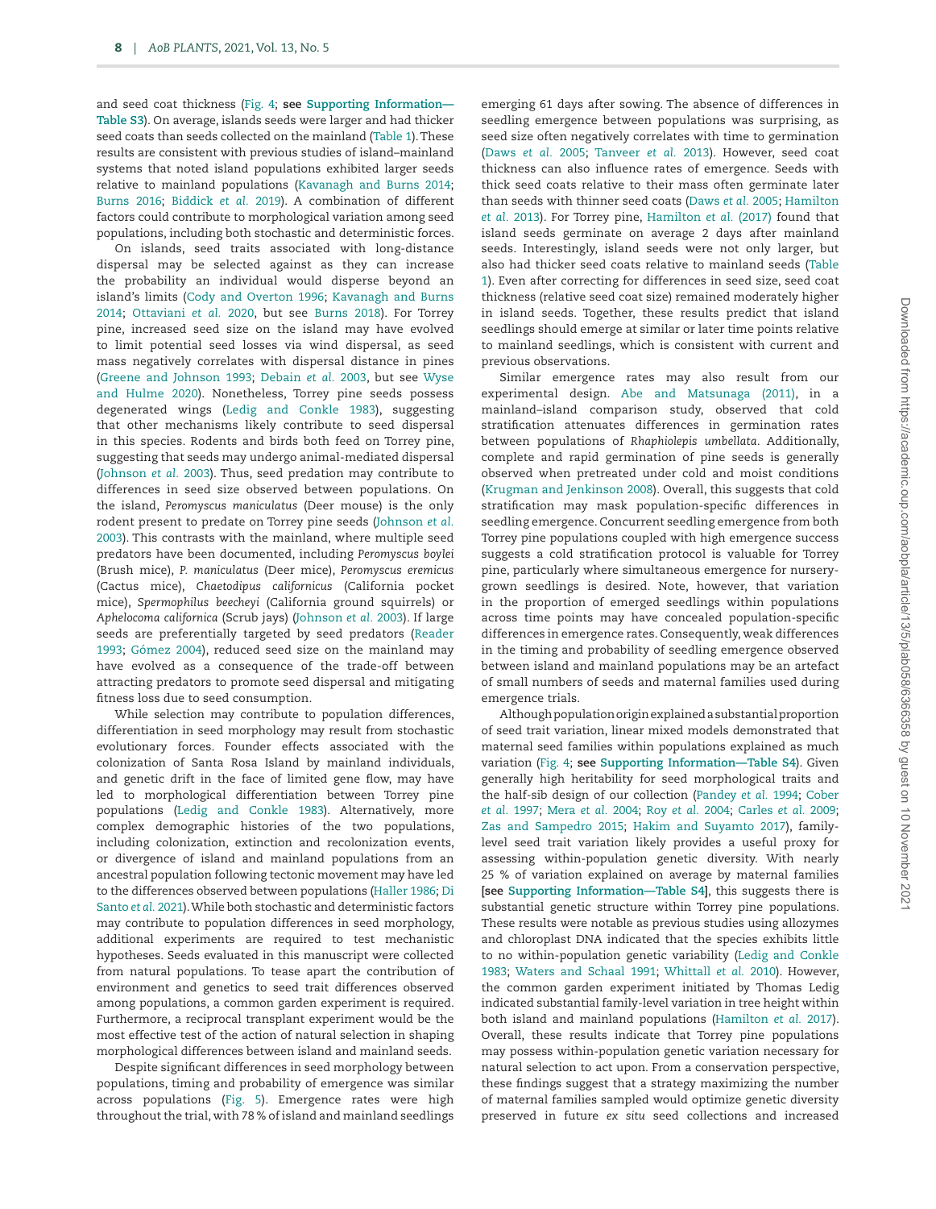and seed coat thickness (Fig. 4; **see Supporting Information—Table S3**). On average, islands seeds were larger and had thicker seed coats than seeds collected on the mainland (Table 1). These results are consistent with previous studies of island–mainland systems that noted island populations exhibited larger seeds relative to mainland populations (Kavanagh and Burns 2014; Burns 2016; Biddick *et al.* 2019). A combination of different factors could contribute to morphological variation among seed populations, including both stochastic and deterministic forces.

On islands, seed traits associated with long-distance dispersal may be selected against as they can increase the probability an individual would disperse beyond an island's limits (Cody and Overton 1996; Kavanagh and Burns 2014; Ottaviani *et al.* 2020, but see Burns 2018). For Torrey pine, increased seed size on the island may have evolved to limit potential seed losses via wind dispersal, as seed mass negatively correlates with dispersal distance in pines (Greene and Johnson 1993; Debain *et al.* 2003, but see Wyse and Hulme 2020). Nonetheless, Torrey pine seeds possess degenerated wings (Ledig and Conkle 1983), suggesting that other mechanisms likely contribute to seed dispersal in this species. Rodents and birds both feed on Torrey pine, suggesting that seeds may undergo animal-mediated dispersal (Johnson *et al.* 2003). Thus, seed predation may contribute to differences in seed size observed between populations. On the island, *Peromyscus maniculatus* (Deer mouse) is the only rodent present to predate on Torrey pine seeds (Johnson *et al.* 2003). This contrasts with the mainland, where multiple seed predators have been documented, including *Peromyscus boylei* (Brush mice), *P. maniculatus* (Deer mice), *Peromyscus eremicus* (Cactus mice), *Chaetodipus californicus* (California pocket mice), *Spermophilus beecheyi* (California ground squirrels) or *Aphelocoma californica* (Scrub jays) (Johnson *et al.* 2003). If large seeds are preferentially targeted by seed predators (Reader 1993; Gómez 2004), reduced seed size on the mainland may have evolved as a consequence of the trade-off between attracting predators to promote seed dispersal and mitigating fitness loss due to seed consumption.

While selection may contribute to population differences, differentiation in seed morphology may result from stochastic evolutionary forces. Founder effects associated with the colonization of Santa Rosa Island by mainland individuals, and genetic drift in the face of limited gene flow, may have led to morphological differentiation between Torrey pine populations (Ledig and Conkle 1983). Alternatively, more complex demographic histories of the two populations, including colonization, extinction and recolonization events, or divergence of island and mainland populations from an ancestral population following tectonic movement may have led to the differences observed between populations (Haller 1986; Di Santo *et al.* 2021). While both stochastic and deterministic factors may contribute to population differences in seed morphology, additional experiments are required to test mechanistic hypotheses. Seeds evaluated in this manuscript were collected from natural populations. To tease apart the contribution of environment and genetics to seed trait differences observed among populations, a common garden experiment is required. Furthermore, a reciprocal transplant experiment would be the most effective test of the action of natural selection in shaping morphological differences between island and mainland seeds.

Despite significant differences in seed morphology between populations, timing and probability of emergence was similar across populations (Fig. 5). Emergence rates were high throughout the trial, with 78 % of island and mainland seedlings emerging 61 days after sowing. The absence of differences in seedling emergence between populations was surprising, as seed size often negatively correlates with time to germination (Daws *et al.* 2005; Tanveer *et al.* 2013). However, seed coat thickness can also influence rates of emergence. Seeds with thick seed coats relative to their mass often germinate later than seeds with thinner seed coats (Daws *et al.* 2005; Hamilton *et al.* 2013). For Torrey pine, Hamilton *et al.* (2017) found that island seeds germinate on average 2 days after mainland seeds. Interestingly, island seeds were not only larger, but also had thicker seed coats relative to mainland seeds (Table 1). Even after correcting for differences in seed size, seed coat thickness (relative seed coat size) remained moderately higher in island seeds. Together, these results predict that island seedlings should emerge at similar or later time points relative to mainland seedlings, which is consistent with current and previous observations.

Similar emergence rates may also result from our experimental design. Abe and Matsunaga (2011), in a mainland–island comparison study, observed that cold stratification attenuates differences in germination rates between populations of *Rhaphiolepis umbellata*. Additionally, complete and rapid germination of pine seeds is generally observed when pretreated under cold and moist conditions (Krugman and Jenkinson 2008). Overall, this suggests that cold stratification may mask population-specific differences in seedling emergence. Concurrent seedling emergence from both Torrey pine populations coupled with high emergence success suggests a cold stratification protocol is valuable for Torrey pine, particularly where simultaneous emergence for nursery-grown seedlings is desired. Note, however, that variation in the proportion of emerged seedlings within populations across time points may have concealed population-specific differences in emergence rates. Consequently, weak differences in the timing and probability of seedling emergence observed between island and mainland populations may be an artefact of small numbers of seeds and maternal families used during emergence trials.

Although population origin explained a substantial proportion of seed trait variation, linear mixed models demonstrated that maternal seed families within populations explained as much variation (Fig. 4; **see Supporting Information—Table S4**). Given generally high heritability for seed morphological traits and the half-sib design of our collection (Pandey *et al.* 1994; Cober *et al.* 1997; Mera *et al.* 2004; Roy *et al.* 2004; Carles *et al.* 2009; Zas and Sampedro 2015; Hakim and Suyamto 2017), family-level seed trait variation likely provides a useful proxy for assessing within-population genetic diversity. With nearly 25 % of variation explained on average by maternal families **[see Supporting Information—Table S4]**, this suggests there is substantial genetic structure within Torrey pine populations. These results were notable as previous studies using allozymes and chloroplast DNA indicated that the species exhibits little to no within-population genetic variability (Ledig and Conkle 1983; Waters and Schaal 1991; Whittall *et al.* 2010). However, the common garden experiment initiated by Thomas Ledig indicated substantial family-level variation in tree height within both island and mainland populations (Hamilton *et al.* 2017). Overall, these results indicate that Torrey pine populations may possess within-population genetic variation necessary for natural selection to act upon. From a conservation perspective, these findings suggest that a strategy maximizing the number of maternal families sampled would optimize genetic diversity preserved in future *ex situ* seed collections and increased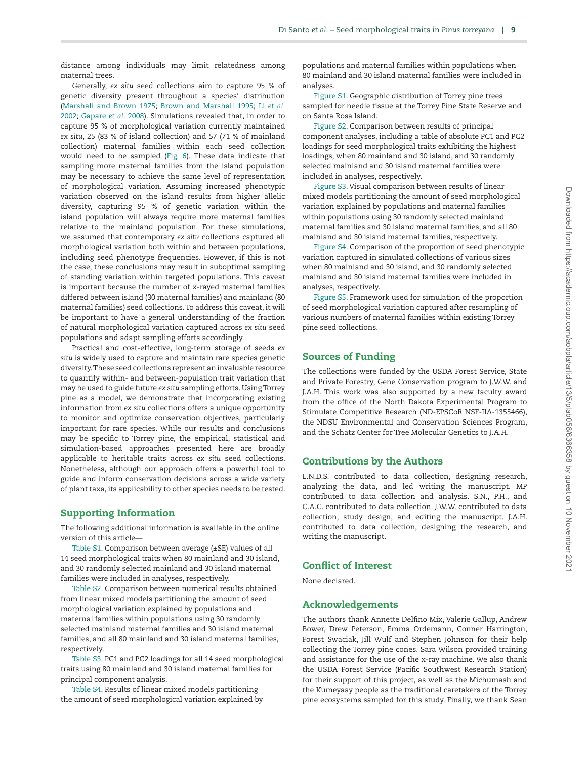distance among individuals may limit relatedness among maternal trees.

Generally, *ex situ* seed collections aim to capture 95 % of genetic diversity present throughout a species' distribution (Marshall and Brown 1975; Brown and Marshall 1995; Li *et al.* 2002; Gapare *et al.* 2008). Simulations revealed that, in order to capture 95 % of morphological variation currently maintained *ex situ*, 25 (83 % of island collection) and 57 (71 % of mainland collection) maternal families within each seed collection would need to be sampled (Fig. 6). These data indicate that sampling more maternal families from the island population may be necessary to achieve the same level of representation of morphological variation. Assuming increased phenotypic variation observed on the island results from higher allelic diversity, capturing 95 % of genetic variation within the island population will always require more maternal families relative to the mainland population. For these simulations, we assumed that contemporary *ex situ* collections captured all morphological variation both within and between populations, including seed phenotype frequencies. However, if this is not the case, these conclusions may result in suboptimal sampling of standing variation within targeted populations. This caveat is important because the number of x-rayed maternal families differed between island (30 maternal families) and mainland (80 maternal families) seed collections. To address this caveat, it will be important to have a general understanding of the fraction of natural morphological variation captured across *ex situ* seed populations and adapt sampling efforts accordingly.

Practical and cost-effective, long-term storage of seeds *ex situ* is widely used to capture and maintain rare species genetic diversity. These seed collections represent an invaluable resource to quantify within- and between-population trait variation that may be used to guide future *ex situ* sampling efforts. Using Torrey pine as a model, we demonstrate that incorporating existing information from *ex situ* collections offers a unique opportunity to monitor and optimize conservation objectives, particularly important for rare species. While our results and conclusions may be specific to Torrey pine, the empirical, statistical and simulation-based approaches presented here are broadly applicable to heritable traits across *ex situ* seed collections. Nonetheless, although our approach offers a powerful tool to guide and inform conservation decisions across a wide variety of plant taxa, its applicability to other species needs to be tested.

## Supporting Information

The following additional information is available in the online version of this article—

Table S1. Comparison between average (±SE) values of all 14 seed morphological traits when 80 mainland and 30 island, and 30 randomly selected mainland and 30 island maternal families were included in analyses, respectively.

Table S2. Comparison between numerical results obtained from linear mixed models partitioning the amount of seed morphological variation explained by populations and maternal families within populations using 30 randomly selected mainland maternal families and 30 island maternal families, and all 80 mainland and 30 island maternal families, respectively.

Table S3. PC1 and PC2 loadings for all 14 seed morphological traits using 80 mainland and 30 island maternal families for principal component analysis.

Table S4. Results of linear mixed models partitioning the amount of seed morphological variation explained by populations and maternal families within populations when 80 mainland and 30 island maternal families were included in analyses.

Figure S1. Geographic distribution of Torrey pine trees sampled for needle tissue at the Torrey Pine State Reserve and on Santa Rosa Island.

Figure S2. Comparison between results of principal component analyses, including a table of absolute PC1 and PC2 loadings for seed morphological traits exhibiting the highest loadings, when 80 mainland and 30 island, and 30 randomly selected mainland and 30 island maternal families were included in analyses, respectively.

Figure S3. Visual comparison between results of linear mixed models partitioning the amount of seed morphological variation explained by populations and maternal families within populations using 30 randomly selected mainland maternal families and 30 island maternal families, and all 80 mainland and 30 island maternal families, respectively.

Figure S4. Comparison of the proportion of seed phenotypic variation captured in simulated collections of various sizes when 80 mainland and 30 island, and 30 randomly selected mainland and 30 island maternal families were included in analyses, respectively.

Figure S5. Framework used for simulation of the proportion of seed morphological variation captured after resampling of various numbers of maternal families within existing Torrey pine seed collections.

## Sources of Funding

The collections were funded by the USDA Forest Service, State and Private Forestry, Gene Conservation program to J.W.W. and J.A.H. This work was also supported by a new faculty award from the office of the North Dakota Experimental Program to Stimulate Competitive Research (ND-EPSCoR NSF-IIA-1355466), the NDSU Environmental and Conservation Sciences Program, and the Schatz Center for Tree Molecular Genetics to J.A.H.

## Contributions by the Authors

L.N.D.S. contributed to data collection, designing research, analyzing the data, and led writing the manuscript. MP contributed to data collection and analysis. S.N., P.H., and C.A.C. contributed to data collection. J.W.W. contributed to data collection, study design, and editing the manuscript. J.A.H. contributed to data collection, designing the research, and writing the manuscript.

## Conflict of Interest

None declared.

## Acknowledgements

The authors thank Annette Delfino Mix, Valerie Gallup, Andrew Bower, Drew Peterson, Emma Ordemann, Conner Harrington, Forest Swaciak, Jill Wulf and Stephen Johnson for their help collecting the Torrey pine cones. Sara Wilson provided training and assistance for the use of the x-ray machine. We also thank the USDA Forest Service (Pacific Southwest Research Station) for their support of this project, as well as the Michumash and the Kumeyaay people as the traditional caretakers of the Torrey pine ecosystems sampled for this study. Finally, we thank Sean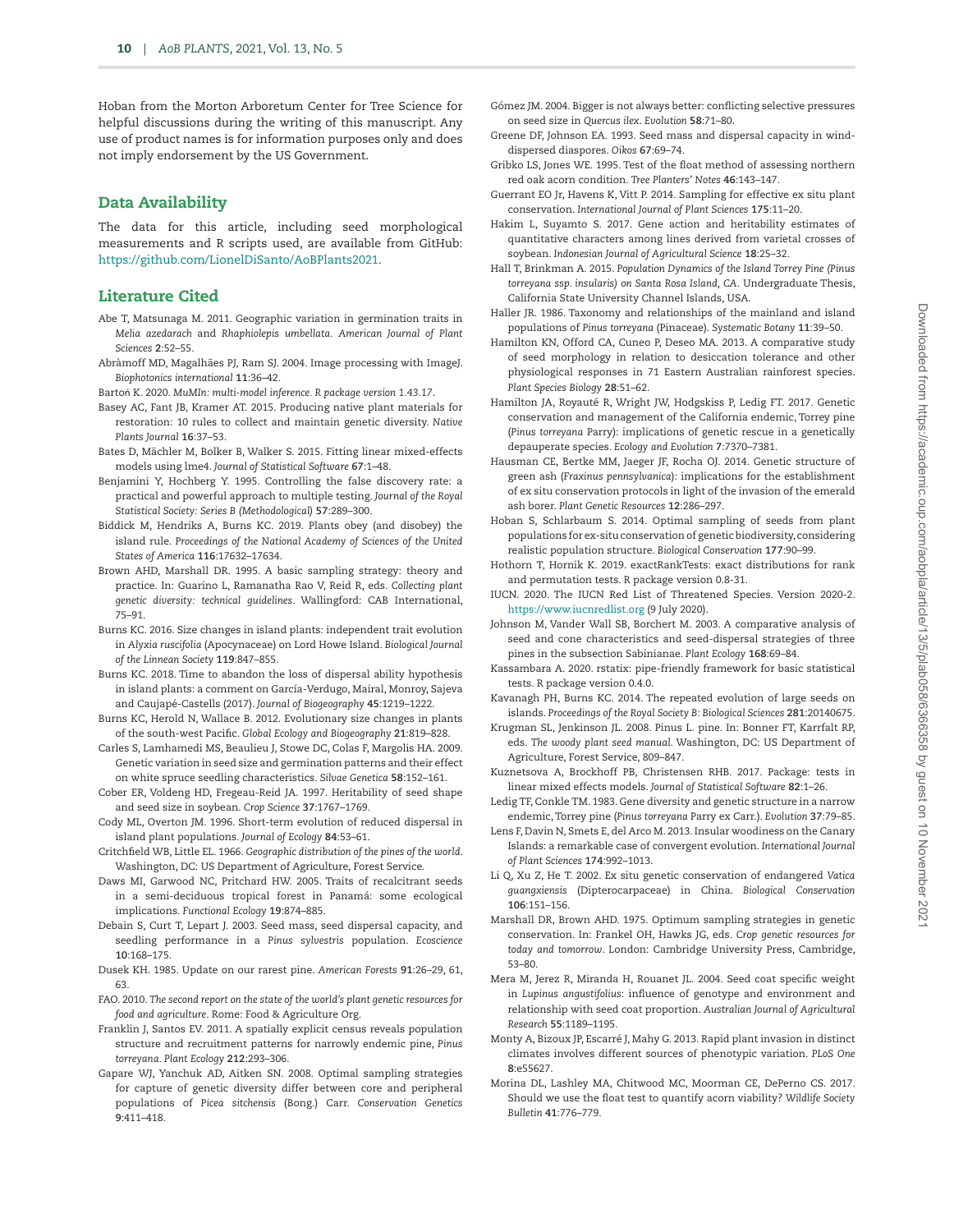Hoban from the Morton Arboretum Center for Tree Science for helpful discussions during the writing of this manuscript. Any use of product names is for information purposes only and does not imply endorsement by the US Government.

## Data Availability

The data for this article, including seed morphological measurements and R scripts used, are available from GitHub: https://github.com/LionelDiSanto/AoBPlants2021.

## Literature Cited

Abe T, Matsunaga M. 2011. Geographic variation in germination traits in *Melia azedarach* and *Rhaphiolepis umbellata*. *American Journal of Plant Sciences* **2**:52–55.

Abràmoff MD, Magalhães PJ, Ram SJ. 2004. Image processing with ImageJ. *Biophotonics international* **11**:36–42.

Bartoń K. 2020. *MuMIn: multi-model inference. R package version 1.43.17*.

Basey AC, Fant JB, Kramer AT. 2015. Producing native plant materials for restoration: 10 rules to collect and maintain genetic diversity. *Native Plants Journal* **16**:37–53.

Bates D, Mächler M, Bolker B, Walker S. 2015. Fitting linear mixed-effects models using lme4. *Journal of Statistical Software* **67**:1–48.

Benjamini Y, Hochberg Y. 1995. Controlling the false discovery rate: a practical and powerful approach to multiple testing. *Journal of the Royal Statistical Society: Series B (Methodological)* **57**:289–300.

Biddick M, Hendriks A, Burns KC. 2019. Plants obey (and disobey) the island rule. *Proceedings of the National Academy of Sciences of the United States of America* **116**:17632–17634.

Brown AHD, Marshall DR. 1995. A basic sampling strategy: theory and practice. In: Guarino L, Ramanatha Rao V, Reid R, eds. *Collecting plant genetic diversity: technical guidelines*. Wallingford: CAB International, 75–91.

Burns KC. 2016. Size changes in island plants: independent trait evolution in *Alyxia ruscifolia* (Apocynaceae) on Lord Howe Island. *Biological Journal of the Linnean Society* **119**:847–855.

Burns KC. 2018. Time to abandon the loss of dispersal ability hypothesis in island plants: a comment on García-Verdugo, Mairal, Monroy, Sajeva and Caujapé-Castells (2017). *Journal of Biogeography* **45**:1219–1222.

Burns KC, Herold N, Wallace B. 2012. Evolutionary size changes in plants of the south-west Pacific. *Global Ecology and Biogeography* **21**:819–828.

Carles S, Lamhamedi MS, Beaulieu J, Stowe DC, Colas F, Margolis HA. 2009. Genetic variation in seed size and germination patterns and their effect on white spruce seedling characteristics. *Silvae Genetica* **58**:152–161.

Cober ER, Voldeng HD, Fregeau-Reid JA. 1997. Heritability of seed shape and seed size in soybean. *Crop Science* **37**:1767–1769.

Cody ML, Overton JM. 1996. Short-term evolution of reduced dispersal in island plant populations. *Journal of Ecology* **84**:53–61.

Critchfield WB, Little EL. 1966. *Geographic distribution of the pines of the world*. Washington, DC: US Department of Agriculture, Forest Service.

Daws MI, Garwood NC, Pritchard HW. 2005. Traits of recalcitrant seeds in a semi-deciduous tropical forest in Panamá: some ecological implications. *Functional Ecology* **19**:874–885.

Debain S, Curt T, Lepart J. 2003. Seed mass, seed dispersal capacity, and seedling performance in a *Pinus sylvestris* population. *Ecoscience* **10**:168–175.

Dusek KH. 1985. Update on our rarest pine. *American Forests* **91**:26–29, 61, 63.

FAO. 2010. *The second report on the state of the world's plant genetic resources for food and agriculture*. Rome: Food & Agriculture Org.

Franklin J, Santos EV. 2011. A spatially explicit census reveals population structure and recruitment patterns for narrowly endemic pine, *Pinus torreyana*. *Plant Ecology* **212**:293–306.

Gapare WJ, Yanchuk AD, Aitken SN. 2008. Optimal sampling strategies for capture of genetic diversity differ between core and peripheral populations of *Picea sitchensis* (Bong.) Carr. *Conservation Genetics* **9**:411–418.

Gómez JM. 2004. Bigger is not always better: conflicting selective pressures on seed size in *Quercus ilex*. *Evolution* **58**:71–80.

Greene DF, Johnson EA. 1993. Seed mass and dispersal capacity in wind-dispersed diaspores. *Oikos* **67**:69–74.

Gribko LS, Jones WE. 1995. Test of the float method of assessing northern red oak acorn condition. *Tree Planters' Notes* **46**:143–147.

Guerrant EO Jr, Havens K, Vitt P. 2014. Sampling for effective ex situ plant conservation. *International Journal of Plant Sciences* **175**:11–20.

Hakim L, Suyamto S. 2017. Gene action and heritability estimates of quantitative characters among lines derived from varietal crosses of soybean. *Indonesian Journal of Agricultural Science* **18**:25–32.

Hall T, Brinkman A. 2015. *Population Dynamics of the Island Torrey Pine (Pinus torreyana ssp. insularis) on Santa Rosa Island, CA*. Undergraduate Thesis, California State University Channel Islands, USA.

Haller JR. 1986. Taxonomy and relationships of the mainland and island populations of *Pinus torreyana* (Pinaceae). *Systematic Botany* **11**:39–50.

Hamilton KN, Offord CA, Cuneo P, Deseo MA. 2013. A comparative study of seed morphology in relation to desiccation tolerance and other physiological responses in 71 Eastern Australian rainforest species. *Plant Species Biology* **28**:51–62.

Hamilton JA, Royauté R, Wright JW, Hodgskiss P, Ledig FT. 2017. Genetic conservation and management of the California endemic, Torrey pine (*Pinus torreyana* Parry): implications of genetic rescue in a genetically depauperate species. *Ecology and Evolution* **7**:7370–7381.

Hausman CE, Bertke MM, Jaeger JF, Rocha OJ. 2014. Genetic structure of green ash (*Fraxinus pennsylvanica*): implications for the establishment of ex situ conservation protocols in light of the invasion of the emerald ash borer. *Plant Genetic Resources* **12**:286–297.

Hoban S, Schlarbaum S. 2014. Optimal sampling of seeds from plant populations for ex-situ conservation of genetic biodiversity, considering realistic population structure. *Biological Conservation* **177**:90–99.

Hothorn T, Hornik K. 2019. exactRankTests: exact distributions for rank and permutation tests. R package version 0.8-31.

IUCN. 2020. The IUCN Red List of Threatened Species. Version 2020-2. https://www.iucnredlist.org (9 July 2020).

Johnson M, Vander Wall SB, Borchert M. 2003. A comparative analysis of seed and cone characteristics and seed-dispersal strategies of three pines in the subsection Sabinianae. *Plant Ecology* **168**:69–84.

Kassambara A. 2020. rstatix: pipe-friendly framework for basic statistical tests. R package version 0.4.0.

Kavanagh PH, Burns KC. 2014. The repeated evolution of large seeds on islands. *Proceedings of the Royal Society B: Biological Sciences* **281**:20140675.

Krugman SL, Jenkinson JL. 2008. Pinus L. pine. In: Bonner FT, Karrfalt RP, eds. *The woody plant seed manual*. Washington, DC: US Department of Agriculture, Forest Service, 809–847.

Kuznetsova A, Brockhoff PB, Christensen RHB. 2017. Package: tests in linear mixed effects models. *Journal of Statistical Software* **82**:1–26.

Ledig TF, Conkle TM. 1983. Gene diversity and genetic structure in a narrow endemic, Torrey pine (*Pinus torreyana* Parry ex Carr.). *Evolution* **37**:79–85.

Lens F, Davin N, Smets E, del Arco M. 2013. Insular woodiness on the Canary Islands: a remarkable case of convergent evolution. *International Journal of Plant Sciences* **174**:992–1013.

Li Q, Xu Z, He T. 2002. Ex situ genetic conservation of endangered *Vatica guangxiensis* (Dipterocarpaceae) in China. *Biological Conservation* **106**:151–156.

Marshall DR, Brown AHD. 1975. Optimum sampling strategies in genetic conservation. In: Frankel OH, Hawks JG, eds. *Crop genetic resources for today and tomorrow*. London: Cambridge University Press, Cambridge, 53–80.

Mera M, Jerez R, Miranda H, Rouanet JL. 2004. Seed coat specific weight in *Lupinus angustifolius*: influence of genotype and environment and relationship with seed coat proportion. *Australian Journal of Agricultural Research* **55**:1189–1195.

Monty A, Bizoux JP, Escarré J, Mahy G. 2013. Rapid plant invasion in distinct climates involves different sources of phenotypic variation. *PLoS One* **8**:e55627.

Morina DL, Lashley MA, Chitwood MC, Moorman CE, DePerno CS. 2017. Should we use the float test to quantify acorn viability? *Wildlife Society Bulletin* **41**:776–779.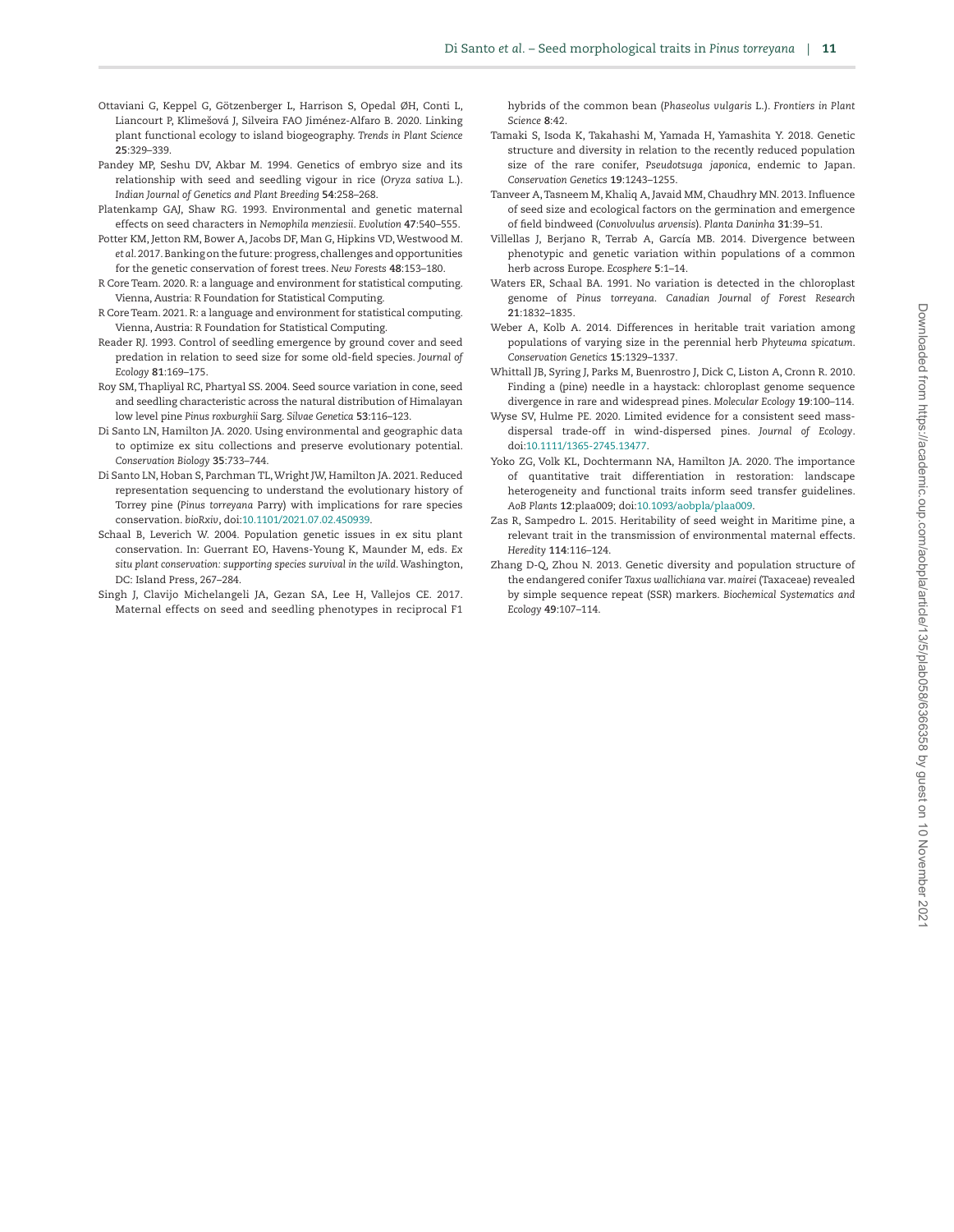Ottaviani G, Keppel G, Götzenberger L, Harrison S, Opedal ØH, Conti L, Liancourt P, Klimešová J, Silveira FAO Jiménez-Alfaro B. 2020. Linking plant functional ecology to island biogeography. *Trends in Plant Science* **25**:329–339.

Pandey MP, Seshu DV, Akbar M. 1994. Genetics of embryo size and its relationship with seed and seedling vigour in rice (*Oryza sativa* L.). *Indian Journal of Genetics and Plant Breeding* **54**:258–268.

Platenkamp GAJ, Shaw RG. 1993. Environmental and genetic maternal effects on seed characters in *Nemophila menziesii*. *Evolution* **47**:540–555.

Potter KM, Jetton RM, Bower A, Jacobs DF, Man G, Hipkins VD, Westwood M. *et al.* 2017. Banking on the future: progress, challenges and opportunities for the genetic conservation of forest trees. *New Forests* **48**:153–180.

R Core Team. 2020. R: a language and environment for statistical computing. Vienna, Austria: R Foundation for Statistical Computing.

R Core Team. 2021. R: a language and environment for statistical computing. Vienna, Austria: R Foundation for Statistical Computing.

Reader RJ. 1993. Control of seedling emergence by ground cover and seed predation in relation to seed size for some old-field species. *Journal of Ecology* **81**:169–175.

Roy SM, Thapliyal RC, Phartyal SS. 2004. Seed source variation in cone, seed and seedling characteristic across the natural distribution of Himalayan low level pine *Pinus roxburghii* Sarg. *Silvae Genetica* **53**:116–123.

Di Santo LN, Hamilton JA. 2020. Using environmental and geographic data to optimize ex situ collections and preserve evolutionary potential. *Conservation Biology* **35**:733–744.

Di Santo LN, Hoban S, Parchman TL, Wright JW, Hamilton JA. 2021. Reduced representation sequencing to understand the evolutionary history of Torrey pine (*Pinus torreyana* Parry) with implications for rare species conservation. *bioRxiv*, doi:10.1101/2021.07.02.450939.

Schaal B, Leverich W. 2004. Population genetic issues in ex situ plant conservation. In: Guerrant EO, Havens-Young K, Maunder M, eds. *Ex situ plant conservation: supporting species survival in the wild*. Washington, DC: Island Press, 267–284.

Singh J, Clavijo Michelangeli JA, Gezan SA, Lee H, Vallejos CE. 2017. Maternal effects on seed and seedling phenotypes in reciprocal F1 hybrids of the common bean (*Phaseolus vulgaris* L.). *Frontiers in Plant Science* **8**:42.

Tamaki S, Isoda K, Takahashi M, Yamada H, Yamashita Y. 2018. Genetic structure and diversity in relation to the recently reduced population size of the rare conifer, *Pseudotsuga japonica*, endemic to Japan. *Conservation Genetics* **19**:1243–1255.

Tanveer A, Tasneem M, Khaliq A, Javaid MM, Chaudhry MN. 2013. Influence of seed size and ecological factors on the germination and emergence of field bindweed (*Convolvulus arvensis*). *Planta Daninha* **31**:39–51.

Villellas J, Berjano R, Terrab A, García MB. 2014. Divergence between phenotypic and genetic variation within populations of a common herb across Europe. *Ecosphere* **5**:1–14.

Waters ER, Schaal BA. 1991. No variation is detected in the chloroplast genome of *Pinus torreyana*. *Canadian Journal of Forest Research* **21**:1832–1835.

Weber A, Kolb A. 2014. Differences in heritable trait variation among populations of varying size in the perennial herb *Phyteuma spicatum*. *Conservation Genetics* **15**:1329–1337.

Whittall JB, Syring J, Parks M, Buenrostro J, Dick C, Liston A, Cronn R. 2010. Finding a (pine) needle in a haystack: chloroplast genome sequence divergence in rare and widespread pines. *Molecular Ecology* **19**:100–114.

Wyse SV, Hulme PE. 2020. Limited evidence for a consistent seed mass-dispersal trade-off in wind-dispersed pines. *Journal of Ecology*. doi:10.1111/1365-2745.13477.

Yoko ZG, Volk KL, Dochtermann NA, Hamilton JA. 2020. The importance of quantitative trait differentiation in restoration: landscape heterogeneity and functional traits inform seed transfer guidelines. *AoB Plants* **12**:plaa009; doi:10.1093/aobpla/plaa009.

Zas R, Sampedro L. 2015. Heritability of seed weight in Maritime pine, a relevant trait in the transmission of environmental maternal effects. *Heredity* **114**:116–124.

Zhang D-Q, Zhou N. 2013. Genetic diversity and population structure of the endangered conifer *Taxus wallichiana* var. *mairei* (Taxaceae) revealed by simple sequence repeat (SSR) markers. *Biochemical Systematics and Ecology* **49**:107–114.